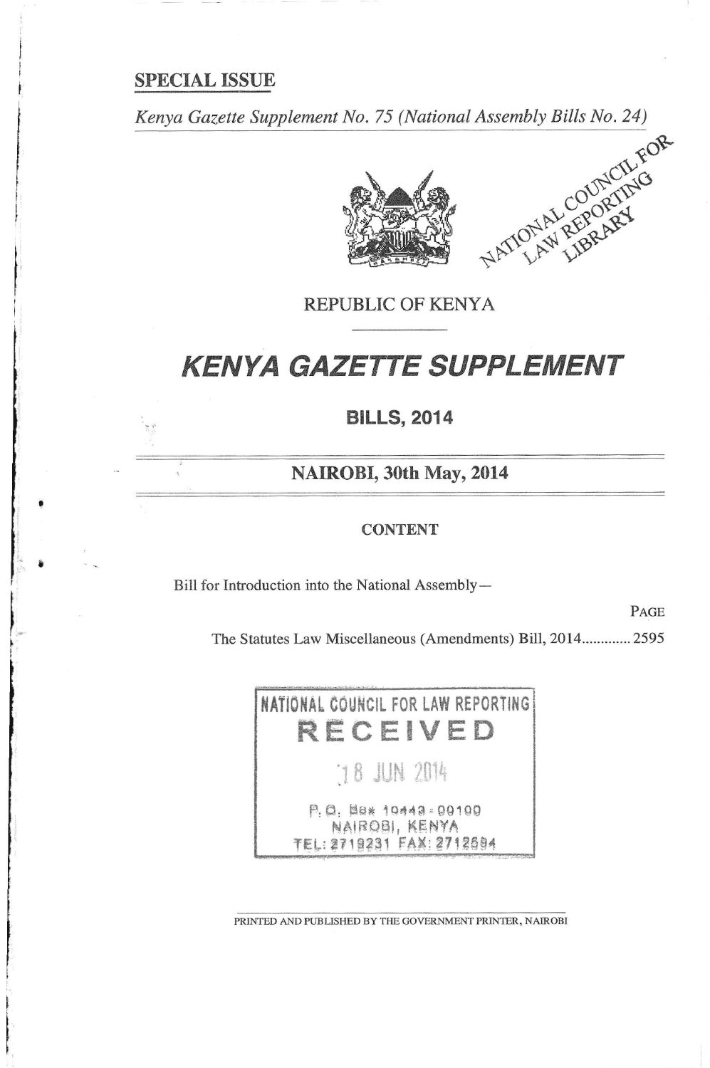**SPECIAL ISSUE**

*Kenya Gazette Supplement No. 75 (National Assembly Bills No. 24)*

NATIONAL COUNCIL FOR LAW REPORTING LIBRARY

REPUBLIC OF KENYA

# KENYA GAZETTE SUPPLEMENT

## BILLS, 2014

### NAIROBI, 30th May, 2014

CONTENT

Bill for Introduction into the National Assembly—

PAGE

The Statutes Law Miscellaneous (Amendments) Bill, 2014............. 2595

NATIONAL COUNCIL FOR LAW REPORTING
RECEIVED
18 JUN 2014
P. O. Box 10443 - 00100
NAIROBI, KENYA
TEL: 2719231 FAX: 2712694

PRINTED AND PUBLISHED BY THE GOVERNMENT PRINTER, NAIROBI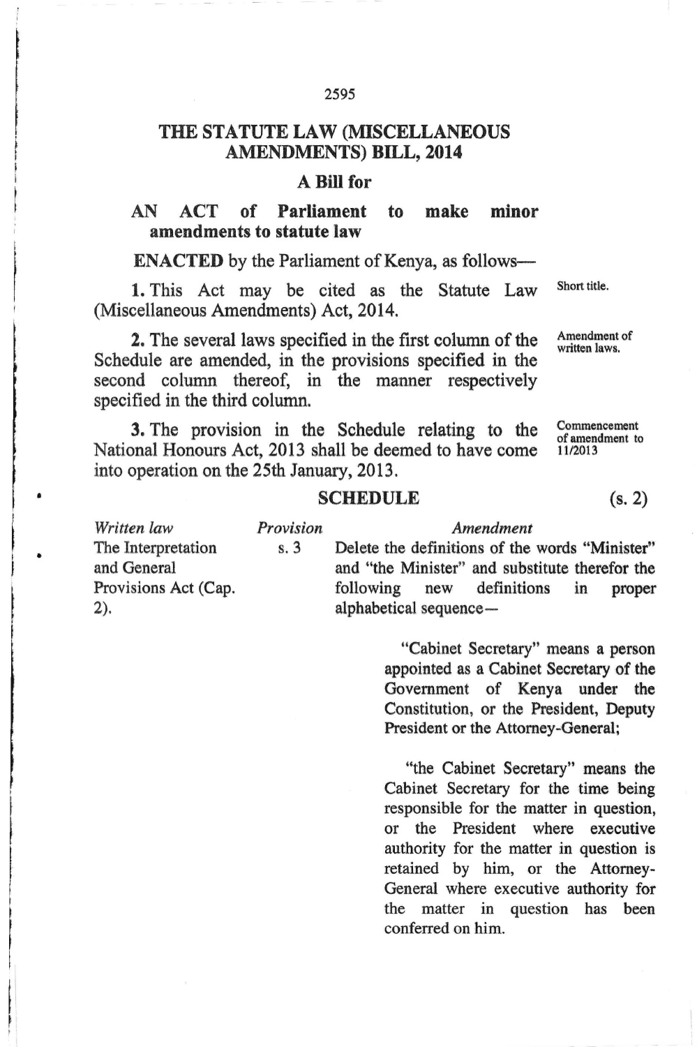# THE STATUTE LAW (MISCELLANEOUS AMENDMENTS) BILL, 2014

## A Bill for

**AN ACT of Parliament to make minor amendments to statute law**

**ENACTED** by the Parliament of Kenya, as follows—

*Short title.*

**1.** This Act may be cited as the Statute Law (Miscellaneous Amendments) Act, 2014.

*Amendment of written laws.*

**2.** The several laws specified in the first column of the Schedule are amended, in the provisions specified in the second column thereof, in the manner respectively specified in the third column.

*Commencement of amendment to 11/2013*

**3.** The provision in the Schedule relating to the National Honours Act, 2013 shall be deemed to have come into operation on the 25th January, 2013.

## SCHEDULE

(s. 2)

| *Written law* | *Provision* | *Amendment* |
|---|---|---|
| The Interpretation and General Provisions Act (Cap. 2). | s. 3 | Delete the definitions of the words "Minister" and "the Minister" and substitute therefor the following new definitions in proper alphabetical sequence—<br><br>"Cabinet Secretary" means a person appointed as a Cabinet Secretary of the Government of Kenya under the Constitution, or the President, Deputy President or the Attorney-General;<br><br>"the Cabinet Secretary" means the Cabinet Secretary for the time being responsible for the matter in question, or the President where executive authority for the matter in question is retained by him, or the Attorney-General where executive authority for the matter in question has been conferred on him. |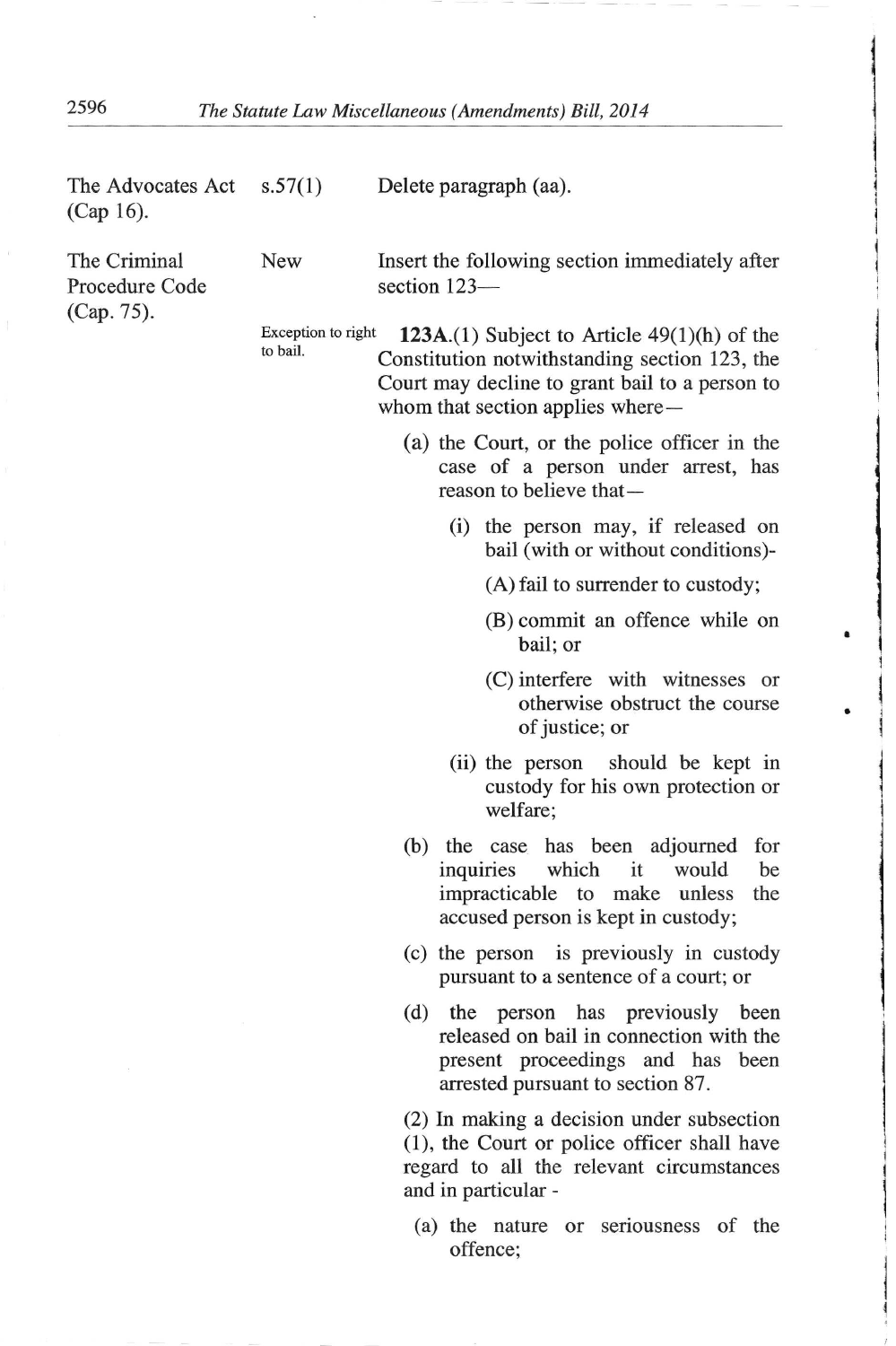| | | |
|---|---|---|
| The Advocates Act (Cap 16). | s.57(1) | Delete paragraph (aa). |
| The Criminal Procedure Code (Cap. 75). | New | Insert the following section immediately after section 123— |

Exception to right to bail.

**123A.**(1) Subject to Article 49(1)(h) of the Constitution notwithstanding section 123, the Court may decline to grant bail to a person to whom that section applies where—

(a) the Court, or the police officer in the case of a person under arrest, has reason to believe that—

(i) the person may, if released on bail (with or without conditions)-

(A) fail to surrender to custody;

(B) commit an offence while on bail; or

(C) interfere with witnesses or otherwise obstruct the course of justice; or

(ii) the person should be kept in custody for his own protection or welfare;

(b) the case has been adjourned for inquiries which it would be impracticable to make unless the accused person is kept in custody;

(c) the person is previously in custody pursuant to a sentence of a court; or

(d) the person has previously been released on bail in connection with the present proceedings and has been arrested pursuant to section 87.

(2) In making a decision under subsection (1), the Court or police officer shall have regard to all the relevant circumstances and in particular -

(a) the nature or seriousness of the offence;